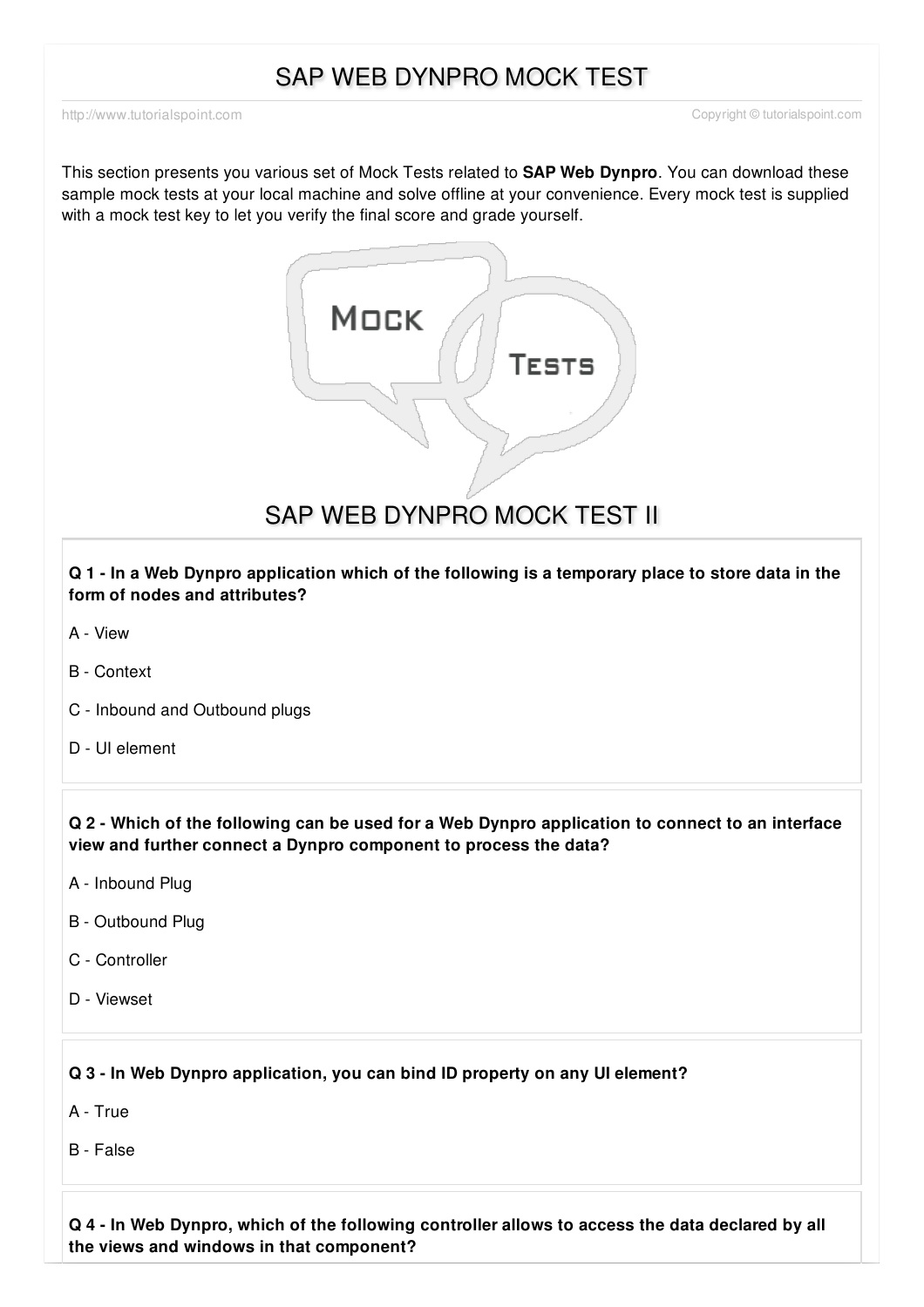# SAP WEB DYNPRO MOCK TEST

http://www.tutorialspoint.com Copyright © tutorialspoint.com

This section presents you various set of Mock Tests related to **SAP Web Dynpro**. You can download these sample mock tests at your local machine and solve offline at your convenience. Every mock test is supplied with a mock test key to let you verify the final score and grade yourself.

## SAP WEB DYNPRO MOCK TEST II

**Q 1 - In a Web Dynpro application which of the following is a temporary place to store data in the form of nodes and attributes?**

A - View

B - Context

C - Inbound and Outbound plugs

D - UI element

**Q 2 - Which of the following can be used for a Web Dynpro application to connect to an interface view and further connect a Dynpro component to process the data?**

A - Inbound Plug

B - Outbound Plug

C - Controller

D - Viewset

**Q 3 - In Web Dynpro application, you can bind ID property on any UI element?**

A - True

B - False

**Q 4 - In Web Dynpro, which of the following controller allows to access the data declared by all the views and windows in that component?**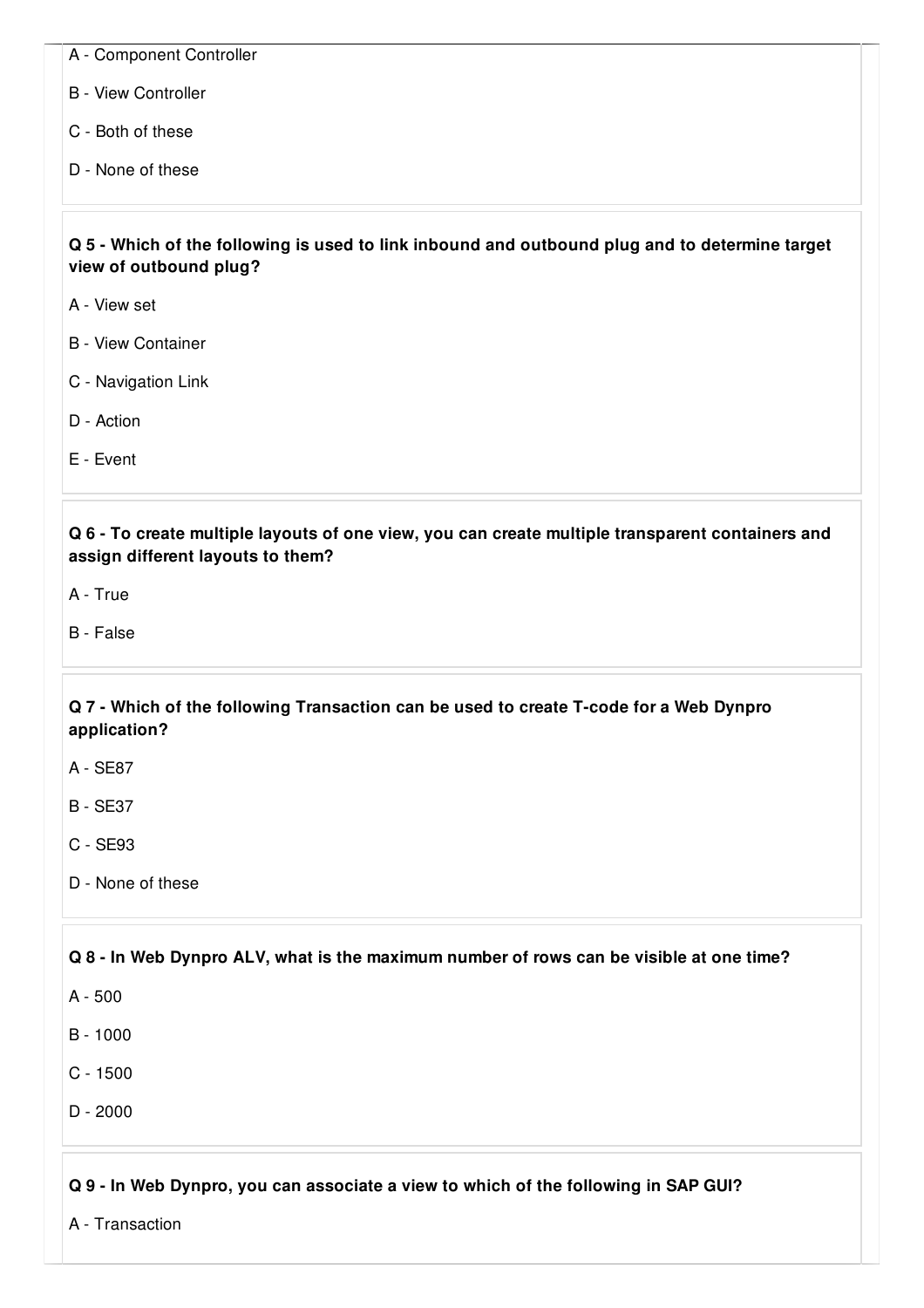A - Component Controller

B - View Controller

C - Both of these

D - None of these

**Q 5 - Which of the following is used to link inbound and outbound plug and to determine target view of outbound plug?**

A - View set

B - View Container

C - Navigation Link

D - Action

E - Event

**Q 6 - To create multiple layouts of one view, you can create multiple transparent containers and assign different layouts to them?**

A - True

B - False

**Q 7 - Which of the following Transaction can be used to create T-code for a Web Dynpro application?**

A - SE87

B - SE37

C - SE93

D - None of these

**Q 8 - In Web Dynpro ALV, what is the maximum number of rows can be visible at one time?**

A - 500

B - 1000

C - 1500

D - 2000

**Q 9 - In Web Dynpro, you can associate a view to which of the following in SAP GUI?**

A - Transaction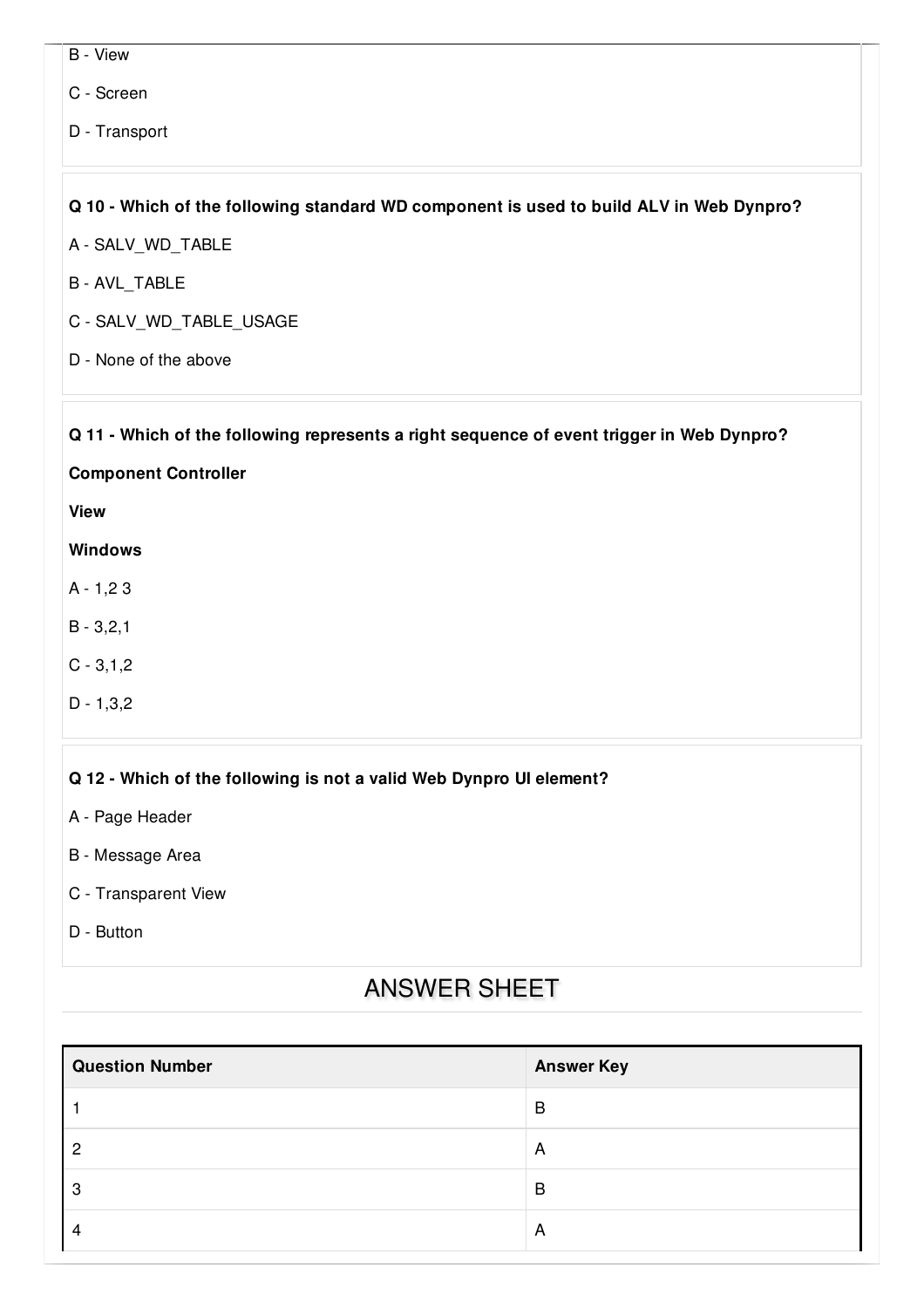B - View

C - Screen

D - Transport

**Q 10 - Which of the following standard WD component is used to build ALV in Web Dynpro?**

A - SALV_WD_TABLE

B - AVL_TABLE

C - SALV_WD_TABLE_USAGE

D - None of the above

**Q 11 - Which of the following represents a right sequence of event trigger in Web Dynpro?**

**Component Controller**

**View**

**Windows**

A - 1,2 3

B - 3,2,1

C - 3,1,2

D - 1,3,2

**Q 12 - Which of the following is not a valid Web Dynpro UI element?**

A - Page Header

B - Message Area

C - Transparent View

D - Button

## ANSWER SHEET

| Question Number | Answer Key |
|---|---|
| 1 | B |
| 2 | A |
| 3 | B |
| 4 | A |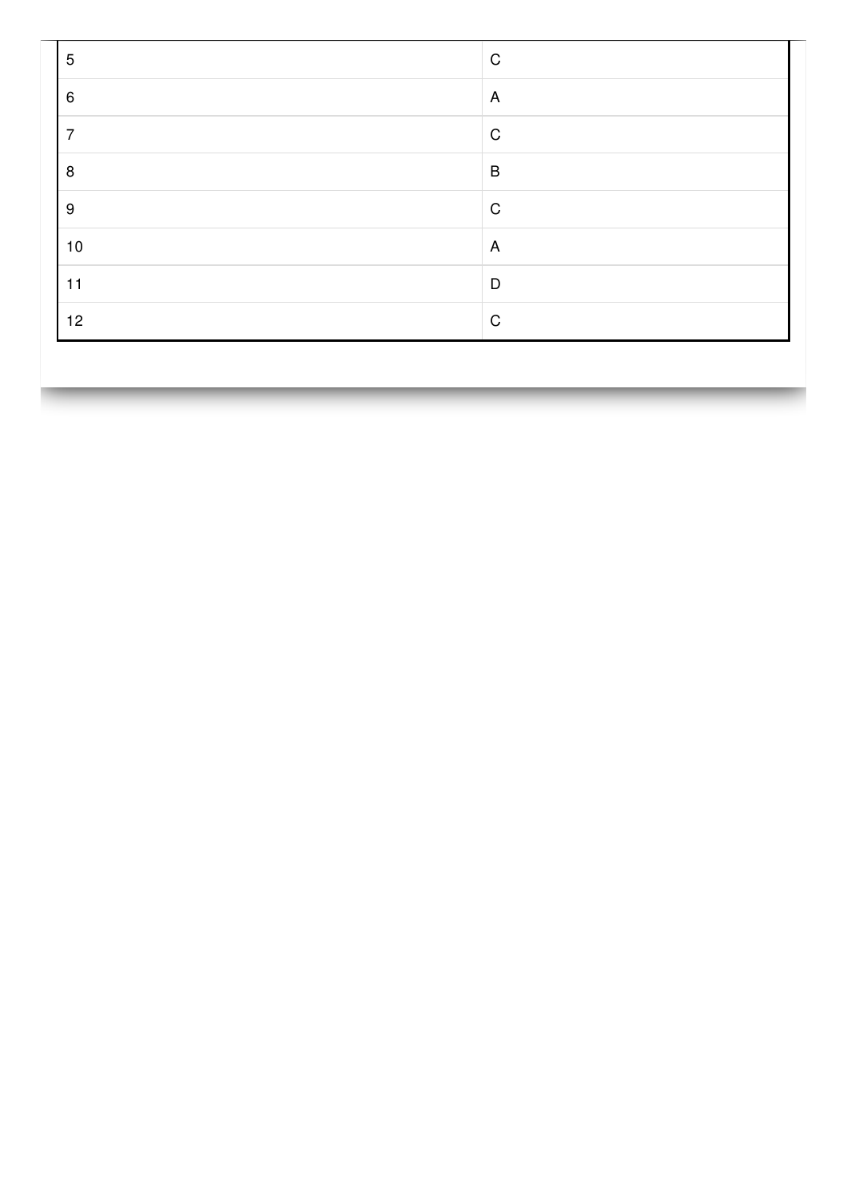| | |
|---|---|
| 5 | C |
| 6 | A |
| 7 | C |
| 8 | B |
| 9 | C |
| 10 | A |
| 11 | D |
| 12 | C |